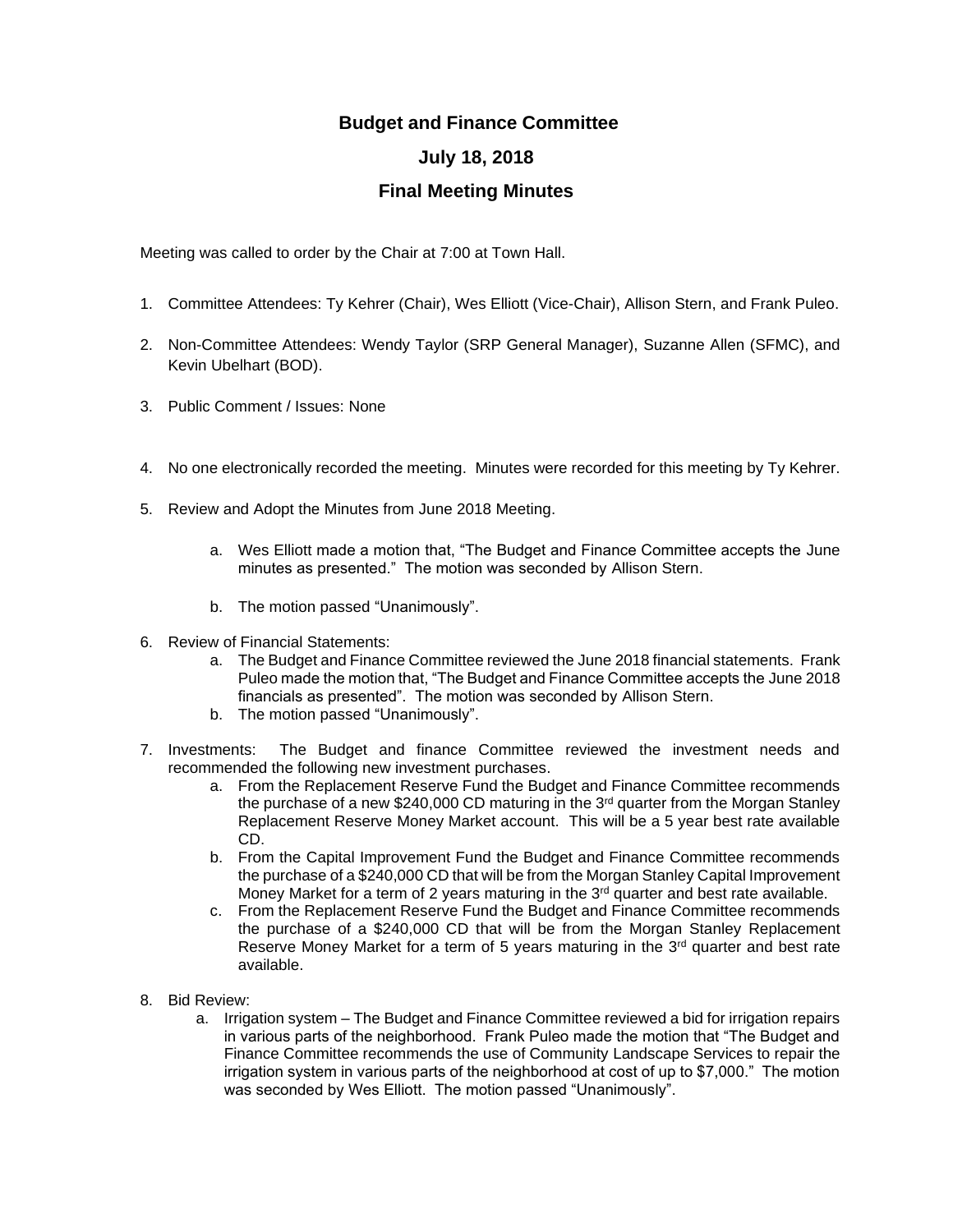# Budget and Finance Committee

## July 18, 2018

## Final Meeting Minutes

Meeting was called to order by the Chair at 7:00 at Town Hall.

1. Committee Attendees: Ty Kehrer (Chair), Wes Elliott (Vice-Chair), Allison Stern, and Frank Puleo.

2. Non-Committee Attendees: Wendy Taylor (SRP General Manager), Suzanne Allen (SFMC), and Kevin Ubelhart (BOD).

3. Public Comment / Issues: None

4. No one electronically recorded the meeting. Minutes were recorded for this meeting by Ty Kehrer.

5. Review and Adopt the Minutes from June 2018 Meeting.

   a. Wes Elliott made a motion that, "The Budget and Finance Committee accepts the June minutes as presented." The motion was seconded by Allison Stern.

   b. The motion passed "Unanimously".

6. Review of Financial Statements:
   a. The Budget and Finance Committee reviewed the June 2018 financial statements. Frank Puleo made the motion that, "The Budget and Finance Committee accepts the June 2018 financials as presented". The motion was seconded by Allison Stern.
   b. The motion passed "Unanimously".

7. Investments: The Budget and finance Committee reviewed the investment needs and recommended the following new investment purchases.
   a. From the Replacement Reserve Fund the Budget and Finance Committee recommends the purchase of a new $240,000 CD maturing in the 3rd quarter from the Morgan Stanley Replacement Reserve Money Market account. This will be a 5 year best rate available CD.
   b. From the Capital Improvement Fund the Budget and Finance Committee recommends the purchase of a $240,000 CD that will be from the Morgan Stanley Capital Improvement Money Market for a term of 2 years maturing in the 3rd quarter and best rate available.
   c. From the Replacement Reserve Fund the Budget and Finance Committee recommends the purchase of a $240,000 CD that will be from the Morgan Stanley Replacement Reserve Money Market for a term of 5 years maturing in the 3rd quarter and best rate available.

8. Bid Review:
   a. Irrigation system – The Budget and Finance Committee reviewed a bid for irrigation repairs in various parts of the neighborhood. Frank Puleo made the motion that "The Budget and Finance Committee recommends the use of Community Landscape Services to repair the irrigation system in various parts of the neighborhood at cost of up to $7,000." The motion was seconded by Wes Elliott. The motion passed "Unanimously".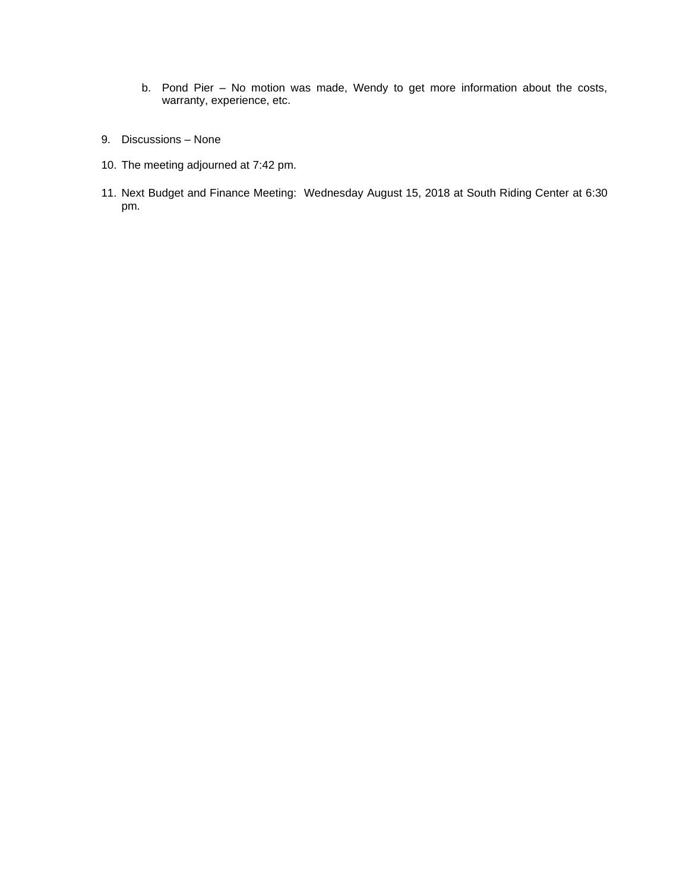b. Pond Pier – No motion was made, Wendy to get more information about the costs, warranty, experience, etc.

9. Discussions – None

10. The meeting adjourned at 7:42 pm.

11. Next Budget and Finance Meeting: Wednesday August 15, 2018 at South Riding Center at 6:30 pm.